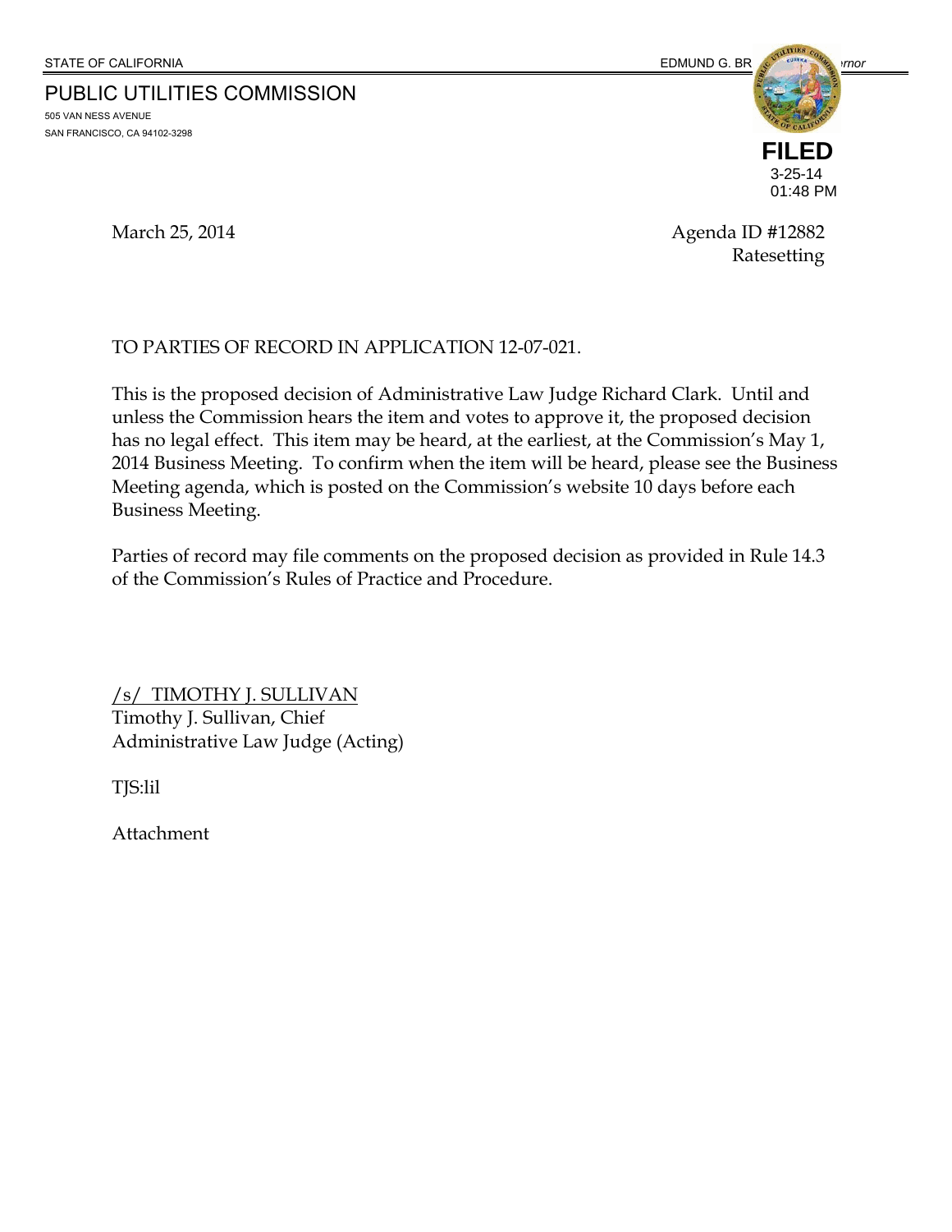STATE OF CALIFORNIA EDMUND G. BROWN JR., Governor

# PUBLIC UTILITIES COMMISSION

505 VAN NESS AVENUE
SAN FRANCISCO, CA 94102-3298

**FILED**
3-25-14
01:48 PM

March 25, 2014

Agenda ID #12882
Ratesetting

TO PARTIES OF RECORD IN APPLICATION 12-07-021.

This is the proposed decision of Administrative Law Judge Richard Clark. Until and unless the Commission hears the item and votes to approve it, the proposed decision has no legal effect. This item may be heard, at the earliest, at the Commission's May 1, 2014 Business Meeting. To confirm when the item will be heard, please see the Business Meeting agenda, which is posted on the Commission's website 10 days before each Business Meeting.

Parties of record may file comments on the proposed decision as provided in Rule 14.3 of the Commission's Rules of Practice and Procedure.

/s/ TIMOTHY J. SULLIVAN
Timothy J. Sullivan, Chief
Administrative Law Judge (Acting)

TJS:lil

Attachment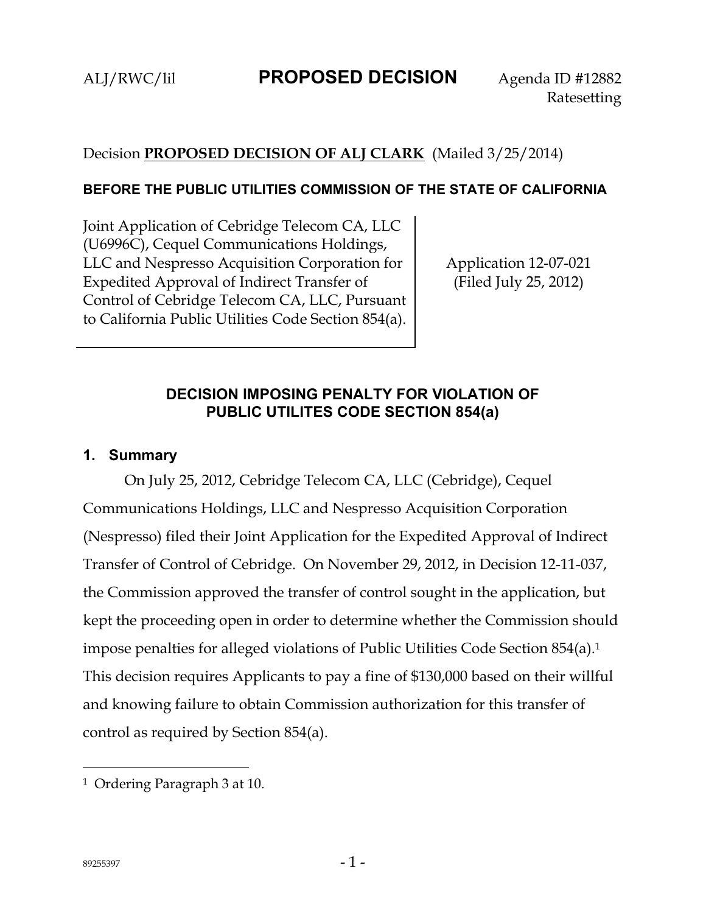ALJ/RWC/lil **PROPOSED DECISION** Agenda ID #12882
Ratesetting

Decision **PROPOSED DECISION OF ALJ CLARK** (Mailed 3/25/2014)

**BEFORE THE PUBLIC UTILITIES COMMISSION OF THE STATE OF CALIFORNIA**

| | |
|---|---|
| Joint Application of Cebridge Telecom CA, LLC (U6996C), Cequel Communications Holdings, LLC and Nespresso Acquisition Corporation for Expedited Approval of Indirect Transfer of Control of Cebridge Telecom CA, LLC, Pursuant to California Public Utilities Code Section 854(a). | Application 12-07-021 (Filed July 25, 2012) |

## DECISION IMPOSING PENALTY FOR VIOLATION OF PUBLIC UTILITES CODE SECTION 854(a)

### 1. Summary

On July 25, 2012, Cebridge Telecom CA, LLC (Cebridge), Cequel Communications Holdings, LLC and Nespresso Acquisition Corporation (Nespresso) filed their Joint Application for the Expedited Approval of Indirect Transfer of Control of Cebridge. On November 29, 2012, in Decision 12-11-037, the Commission approved the transfer of control sought in the application, but kept the proceeding open in order to determine whether the Commission should impose penalties for alleged violations of Public Utilities Code Section 854(a).[1] This decision requires Applicants to pay a fine of $130,000 based on their willful and knowing failure to obtain Commission authorization for this transfer of control as required by Section 854(a).

---

[1] Ordering Paragraph 3 at 10.

89255397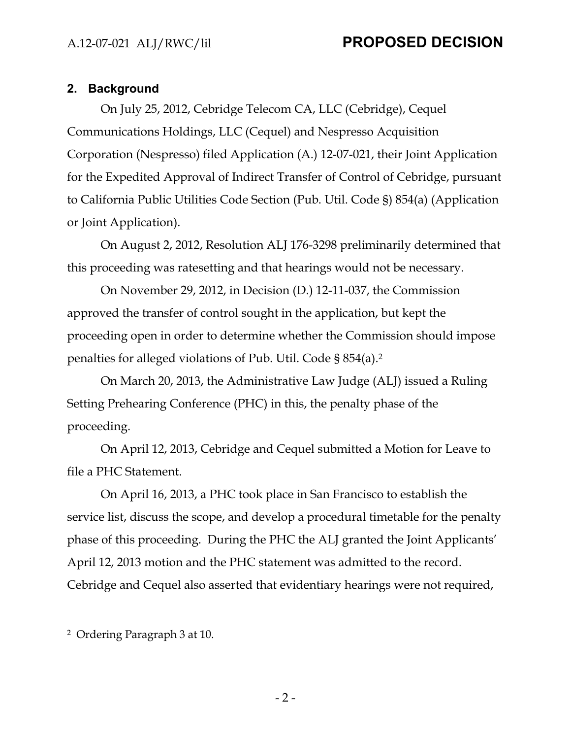## 2. Background

On July 25, 2012, Cebridge Telecom CA, LLC (Cebridge), Cequel Communications Holdings, LLC (Cequel) and Nespresso Acquisition Corporation (Nespresso) filed Application (A.) 12-07-021, their Joint Application for the Expedited Approval of Indirect Transfer of Control of Cebridge, pursuant to California Public Utilities Code Section (Pub. Util. Code §) 854(a) (Application or Joint Application).

On August 2, 2012, Resolution ALJ 176-3298 preliminarily determined that this proceeding was ratesetting and that hearings would not be necessary.

On November 29, 2012, in Decision (D.) 12-11-037, the Commission approved the transfer of control sought in the application, but kept the proceeding open in order to determine whether the Commission should impose penalties for alleged violations of Pub. Util. Code § 854(a).[2]

On March 20, 2013, the Administrative Law Judge (ALJ) issued a Ruling Setting Prehearing Conference (PHC) in this, the penalty phase of the proceeding.

On April 12, 2013, Cebridge and Cequel submitted a Motion for Leave to file a PHC Statement.

On April 16, 2013, a PHC took place in San Francisco to establish the service list, discuss the scope, and develop a procedural timetable for the penalty phase of this proceeding. During the PHC the ALJ granted the Joint Applicants' April 12, 2013 motion and the PHC statement was admitted to the record. Cebridge and Cequel also asserted that evidentiary hearings were not required,

---

[2] Ordering Paragraph 3 at 10.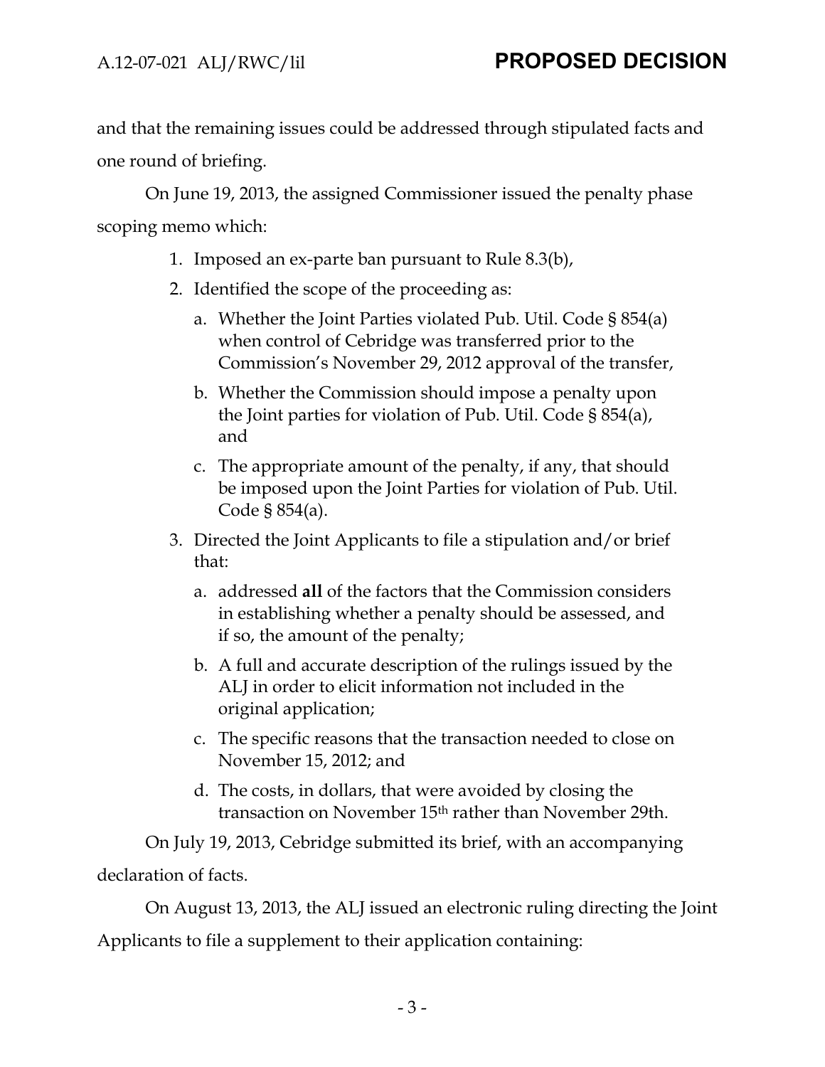and that the remaining issues could be addressed through stipulated facts and one round of briefing.

On June 19, 2013, the assigned Commissioner issued the penalty phase scoping memo which:

1. Imposed an ex-parte ban pursuant to Rule 8.3(b),
2. Identified the scope of the proceeding as:
   a. Whether the Joint Parties violated Pub. Util. Code § 854(a) when control of Cebridge was transferred prior to the Commission's November 29, 2012 approval of the transfer,
   b. Whether the Commission should impose a penalty upon the Joint parties for violation of Pub. Util. Code § 854(a), and
   c. The appropriate amount of the penalty, if any, that should be imposed upon the Joint Parties for violation of Pub. Util. Code § 854(a).
3. Directed the Joint Applicants to file a stipulation and/or brief that:
   a. addressed **all** of the factors that the Commission considers in establishing whether a penalty should be assessed, and if so, the amount of the penalty;
   b. A full and accurate description of the rulings issued by the ALJ in order to elicit information not included in the original application;
   c. The specific reasons that the transaction needed to close on November 15, 2012; and
   d. The costs, in dollars, that were avoided by closing the transaction on November 15th rather than November 29th.

On July 19, 2013, Cebridge submitted its brief, with an accompanying declaration of facts.

On August 13, 2013, the ALJ issued an electronic ruling directing the Joint Applicants to file a supplement to their application containing: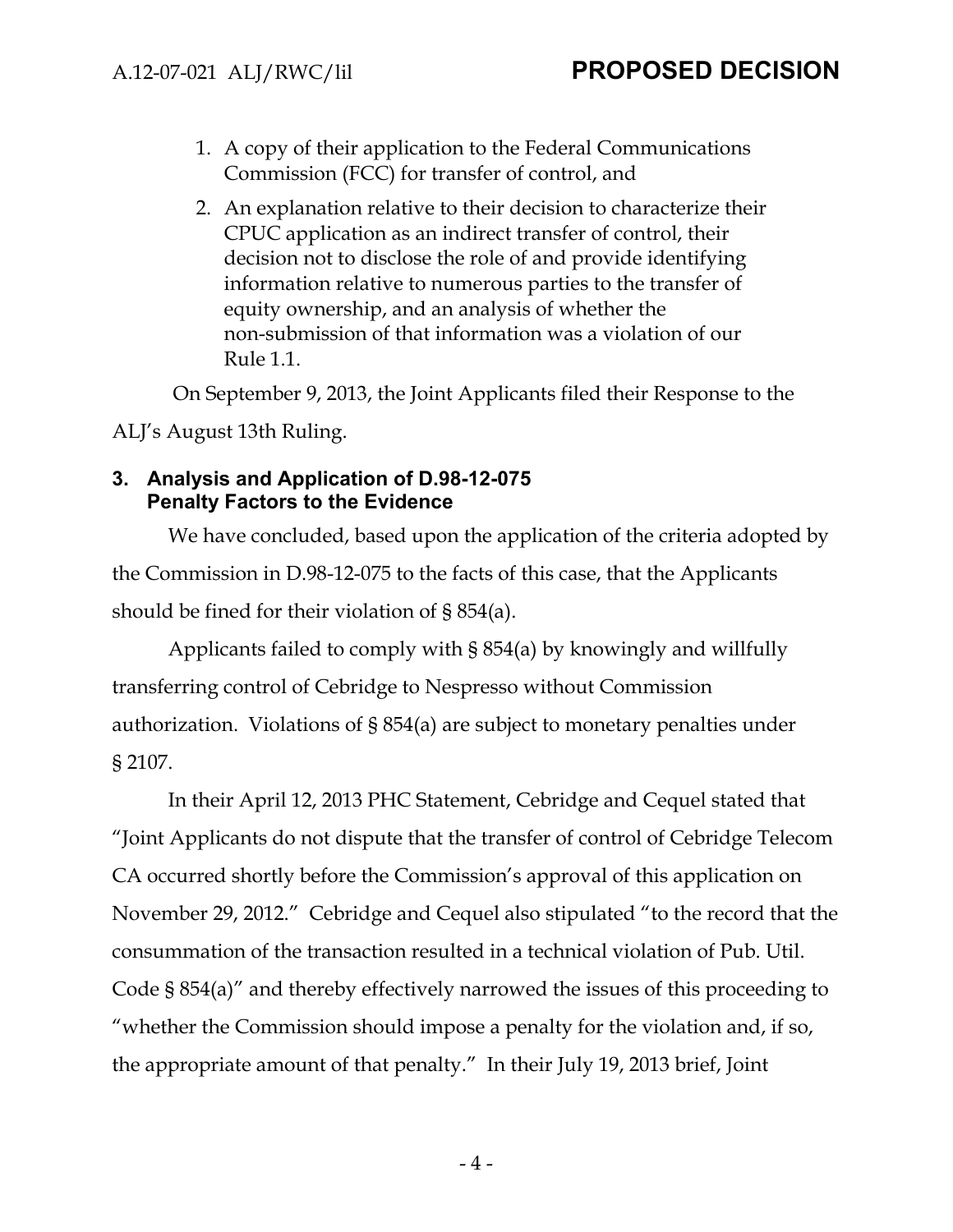1. A copy of their application to the Federal Communications Commission (FCC) for transfer of control, and
2. An explanation relative to their decision to characterize their CPUC application as an indirect transfer of control, their decision not to disclose the role of and provide identifying information relative to numerous parties to the transfer of equity ownership, and an analysis of whether the non-submission of that information was a violation of our Rule 1.1.

On September 9, 2013, the Joint Applicants filed their Response to the ALJ's August 13th Ruling.

## 3. Analysis and Application of D.98-12-075 Penalty Factors to the Evidence

We have concluded, based upon the application of the criteria adopted by the Commission in D.98-12-075 to the facts of this case, that the Applicants should be fined for their violation of § 854(a).

Applicants failed to comply with § 854(a) by knowingly and willfully transferring control of Cebridge to Nespresso without Commission authorization. Violations of § 854(a) are subject to monetary penalties under § 2107.

In their April 12, 2013 PHC Statement, Cebridge and Cequel stated that "Joint Applicants do not dispute that the transfer of control of Cebridge Telecom CA occurred shortly before the Commission's approval of this application on November 29, 2012." Cebridge and Cequel also stipulated "to the record that the consummation of the transaction resulted in a technical violation of Pub. Util. Code § 854(a)" and thereby effectively narrowed the issues of this proceeding to "whether the Commission should impose a penalty for the violation and, if so, the appropriate amount of that penalty." In their July 19, 2013 brief, Joint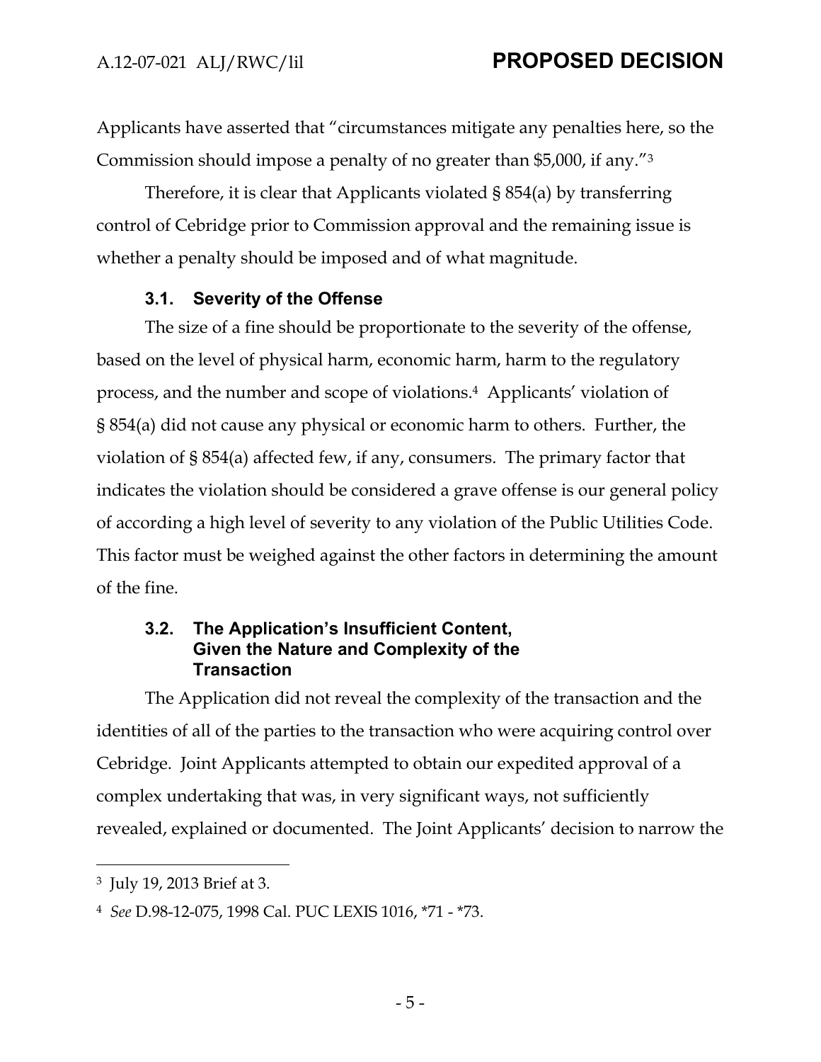Applicants have asserted that "circumstances mitigate any penalties here, so the Commission should impose a penalty of no greater than $5,000, if any."[3]

Therefore, it is clear that Applicants violated § 854(a) by transferring control of Cebridge prior to Commission approval and the remaining issue is whether a penalty should be imposed and of what magnitude.

### 3.1. Severity of the Offense

The size of a fine should be proportionate to the severity of the offense, based on the level of physical harm, economic harm, harm to the regulatory process, and the number and scope of violations.[4] Applicants' violation of § 854(a) did not cause any physical or economic harm to others. Further, the violation of § 854(a) affected few, if any, consumers. The primary factor that indicates the violation should be considered a grave offense is our general policy of according a high level of severity to any violation of the Public Utilities Code. This factor must be weighed against the other factors in determining the amount of the fine.

### 3.2. The Application's Insufficient Content, Given the Nature and Complexity of the Transaction

The Application did not reveal the complexity of the transaction and the identities of all of the parties to the transaction who were acquiring control over Cebridge. Joint Applicants attempted to obtain our expedited approval of a complex undertaking that was, in very significant ways, not sufficiently revealed, explained or documented. The Joint Applicants' decision to narrow the

---

[3] July 19, 2013 Brief at 3.

[4] *See* D.98-12-075, 1998 Cal. PUC LEXIS 1016, *71 - *73.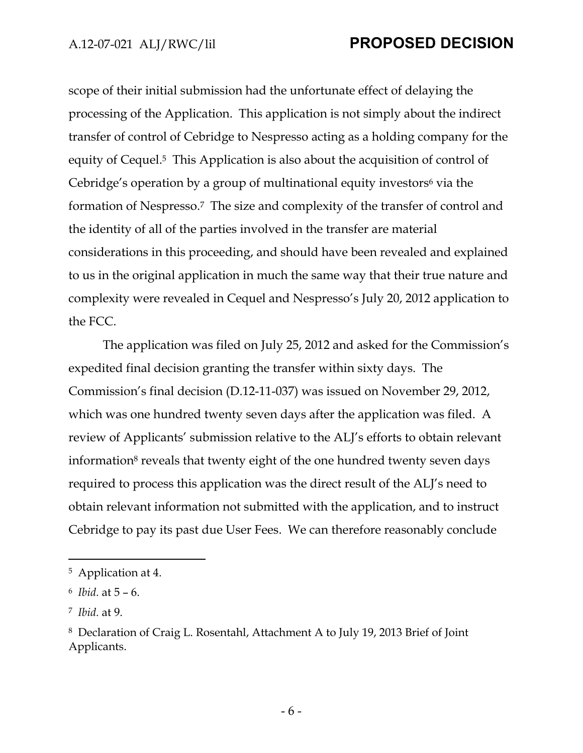scope of their initial submission had the unfortunate effect of delaying the processing of the Application. This application is not simply about the indirect transfer of control of Cebridge to Nespresso acting as a holding company for the equity of Cequel.[5] This Application is also about the acquisition of control of Cebridge's operation by a group of multinational equity investors[6] via the formation of Nespresso.[7] The size and complexity of the transfer of control and the identity of all of the parties involved in the transfer are material considerations in this proceeding, and should have been revealed and explained to us in the original application in much the same way that their true nature and complexity were revealed in Cequel and Nespresso's July 20, 2012 application to the FCC.

The application was filed on July 25, 2012 and asked for the Commission's expedited final decision granting the transfer within sixty days. The Commission's final decision (D.12-11-037) was issued on November 29, 2012, which was one hundred twenty seven days after the application was filed. A review of Applicants' submission relative to the ALJ's efforts to obtain relevant information[8] reveals that twenty eight of the one hundred twenty seven days required to process this application was the direct result of the ALJ's need to obtain relevant information not submitted with the application, and to instruct Cebridge to pay its past due User Fees. We can therefore reasonably conclude

---

[5] Application at 4.

[6] *Ibid.* at 5 – 6.

[7] *Ibid.* at 9.

[8] Declaration of Craig L. Rosentahl, Attachment A to July 19, 2013 Brief of Joint Applicants.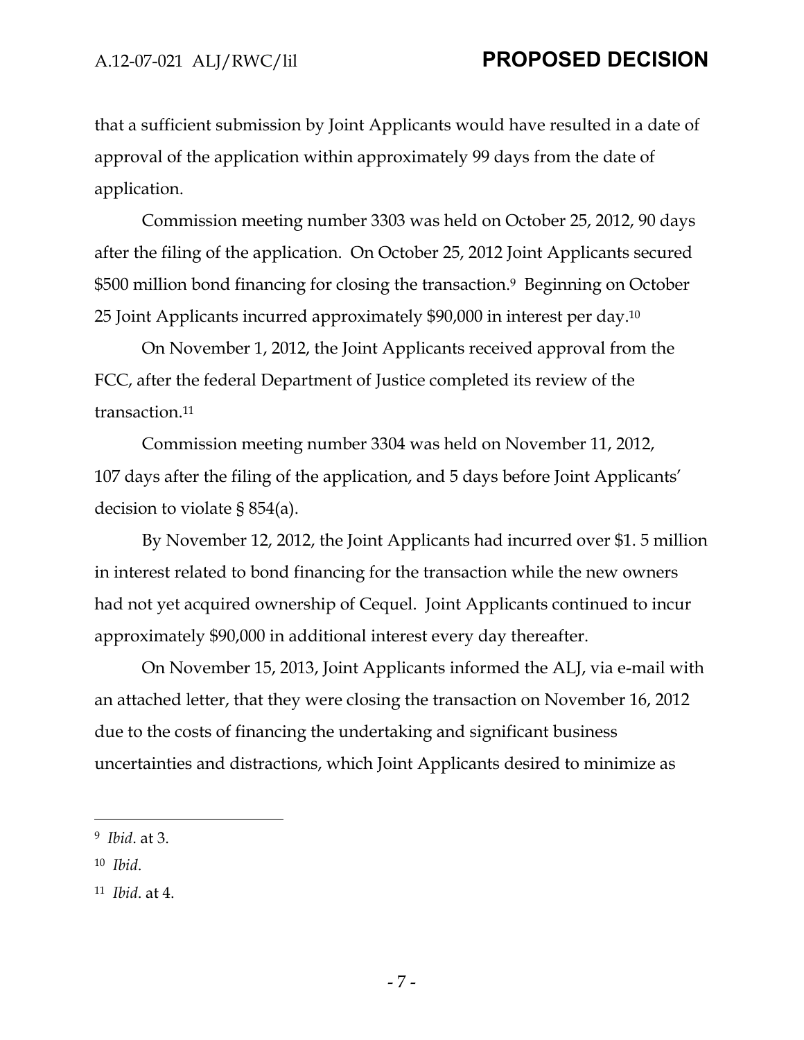that a sufficient submission by Joint Applicants would have resulted in a date of approval of the application within approximately 99 days from the date of application.

Commission meeting number 3303 was held on October 25, 2012, 90 days after the filing of the application. On October 25, 2012 Joint Applicants secured $500 million bond financing for closing the transaction.[9] Beginning on October 25 Joint Applicants incurred approximately $90,000 in interest per day.[10]

On November 1, 2012, the Joint Applicants received approval from the FCC, after the federal Department of Justice completed its review of the transaction.[11]

Commission meeting number 3304 was held on November 11, 2012, 107 days after the filing of the application, and 5 days before Joint Applicants' decision to violate § 854(a).

By November 12, 2012, the Joint Applicants had incurred over $1. 5 million in interest related to bond financing for the transaction while the new owners had not yet acquired ownership of Cequel. Joint Applicants continued to incur approximately $90,000 in additional interest every day thereafter.

On November 15, 2013, Joint Applicants informed the ALJ, via e-mail with an attached letter, that they were closing the transaction on November 16, 2012 due to the costs of financing the undertaking and significant business uncertainties and distractions, which Joint Applicants desired to minimize as

---

[9] *Ibid*. at 3.

[10] *Ibid*.

[11] *Ibid*. at 4.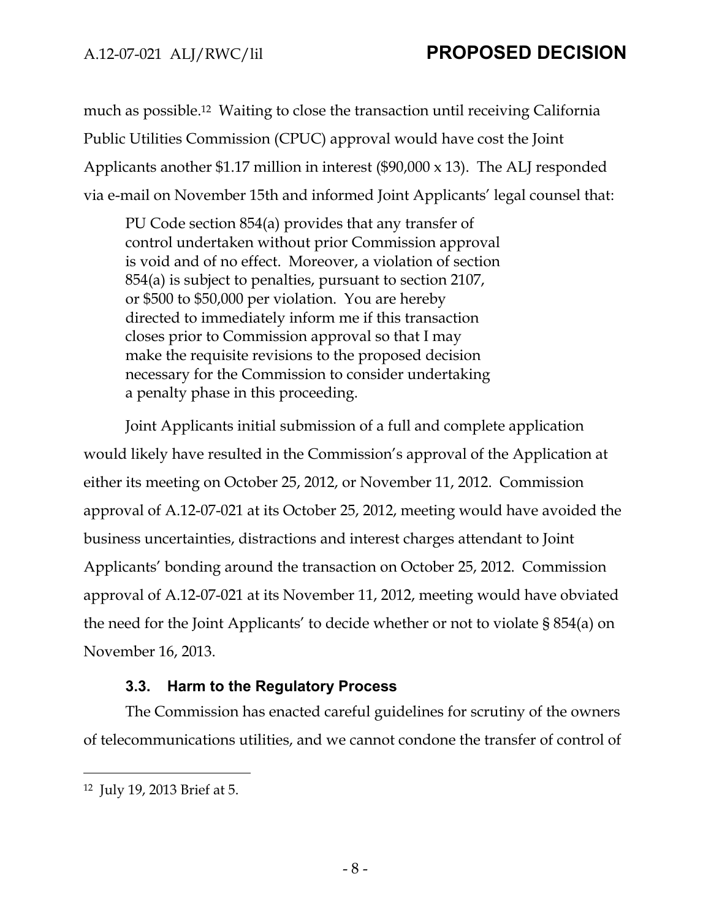much as possible.[12] Waiting to close the transaction until receiving California Public Utilities Commission (CPUC) approval would have cost the Joint Applicants another $1.17 million in interest ($90,000 x 13). The ALJ responded via e-mail on November 15th and informed Joint Applicants' legal counsel that:

> PU Code section 854(a) provides that any transfer of control undertaken without prior Commission approval is void and of no effect. Moreover, a violation of section 854(a) is subject to penalties, pursuant to section 2107, or $500 to $50,000 per violation. You are hereby directed to immediately inform me if this transaction closes prior to Commission approval so that I may make the requisite revisions to the proposed decision necessary for the Commission to consider undertaking a penalty phase in this proceeding.

Joint Applicants initial submission of a full and complete application would likely have resulted in the Commission's approval of the Application at either its meeting on October 25, 2012, or November 11, 2012. Commission approval of A.12-07-021 at its October 25, 2012, meeting would have avoided the business uncertainties, distractions and interest charges attendant to Joint Applicants' bonding around the transaction on October 25, 2012. Commission approval of A.12-07-021 at its November 11, 2012, meeting would have obviated the need for the Joint Applicants' to decide whether or not to violate § 854(a) on November 16, 2013.

### 3.3. Harm to the Regulatory Process

The Commission has enacted careful guidelines for scrutiny of the owners of telecommunications utilities, and we cannot condone the transfer of control of

---

[12] July 19, 2013 Brief at 5.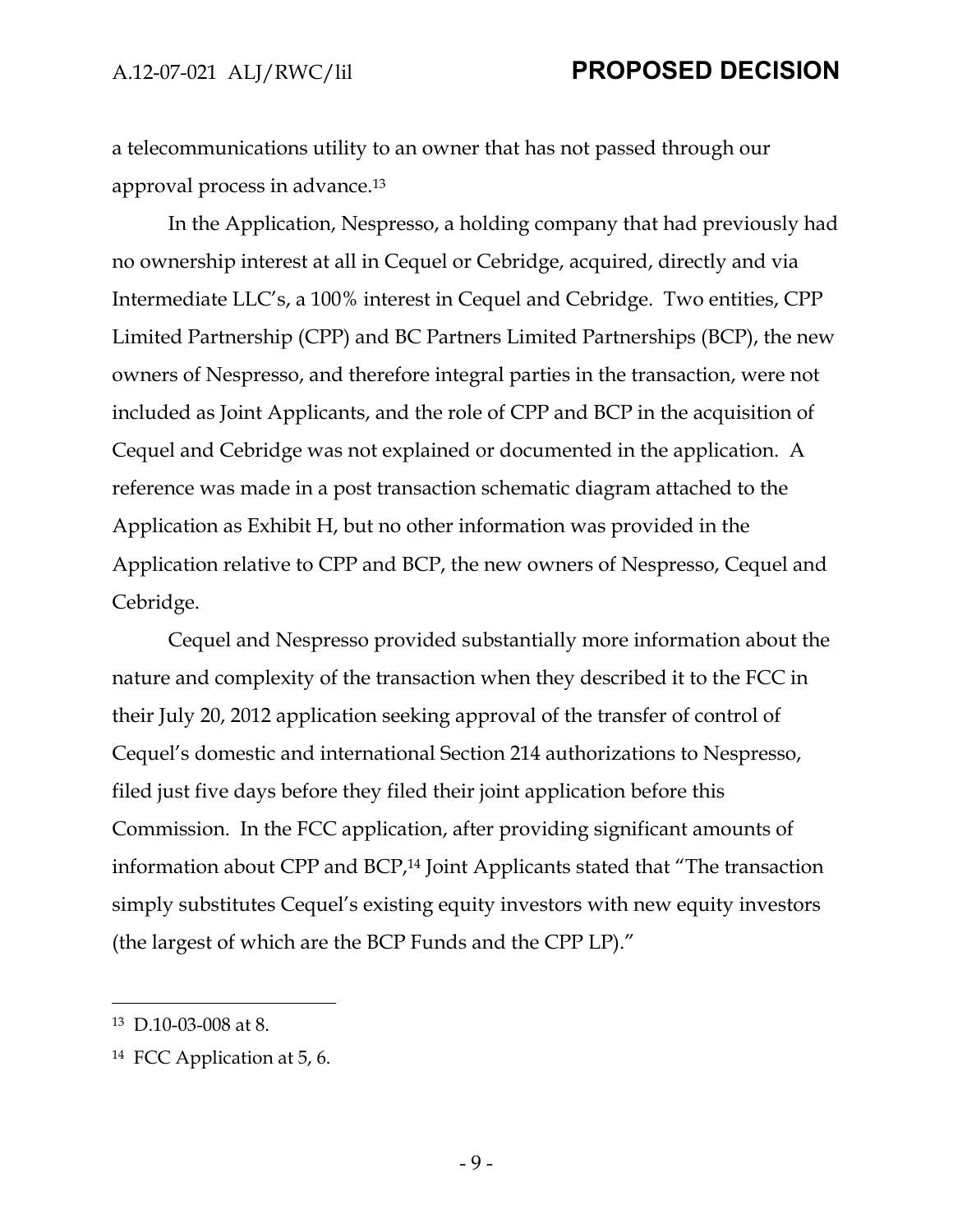a telecommunications utility to an owner that has not passed through our approval process in advance.[13]

In the Application, Nespresso, a holding company that had previously had no ownership interest at all in Cequel or Cebridge, acquired, directly and via Intermediate LLC's, a 100% interest in Cequel and Cebridge. Two entities, CPP Limited Partnership (CPP) and BC Partners Limited Partnerships (BCP), the new owners of Nespresso, and therefore integral parties in the transaction, were not included as Joint Applicants, and the role of CPP and BCP in the acquisition of Cequel and Cebridge was not explained or documented in the application. A reference was made in a post transaction schematic diagram attached to the Application as Exhibit H, but no other information was provided in the Application relative to CPP and BCP, the new owners of Nespresso, Cequel and Cebridge.

Cequel and Nespresso provided substantially more information about the nature and complexity of the transaction when they described it to the FCC in their July 20, 2012 application seeking approval of the transfer of control of Cequel's domestic and international Section 214 authorizations to Nespresso, filed just five days before they filed their joint application before this Commission. In the FCC application, after providing significant amounts of information about CPP and BCP,[14] Joint Applicants stated that "The transaction simply substitutes Cequel's existing equity investors with new equity investors (the largest of which are the BCP Funds and the CPP LP)."

---

[13] D.10-03-008 at 8.

[14] FCC Application at 5, 6.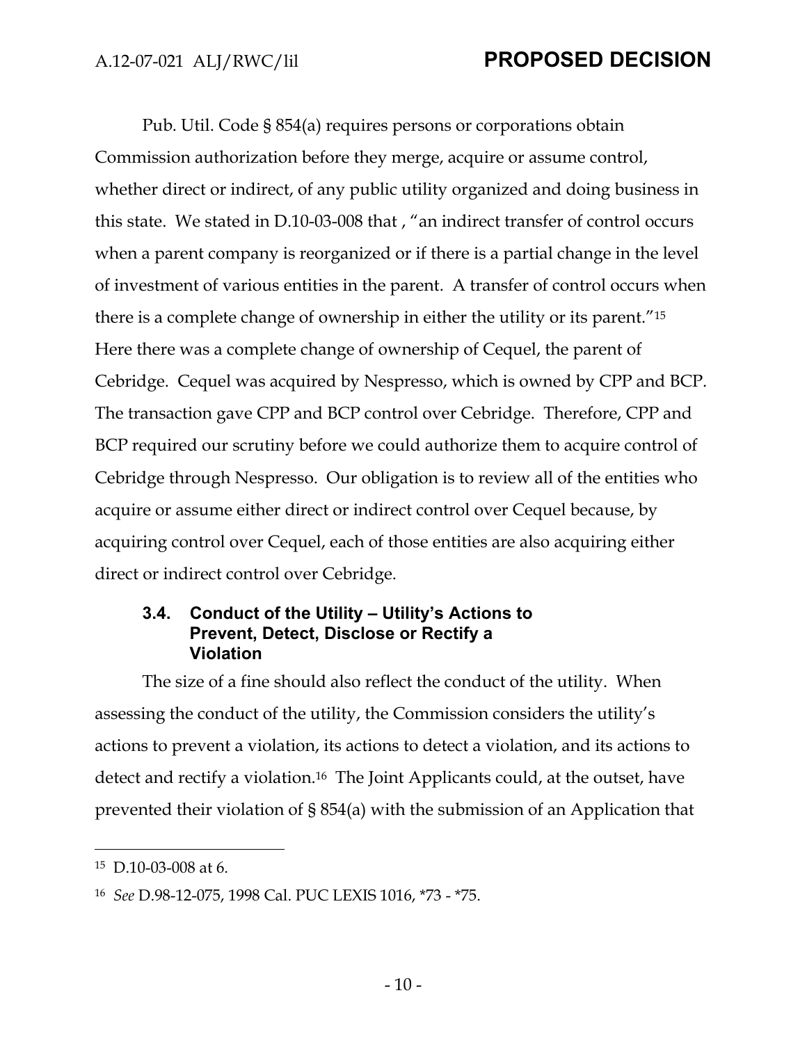Pub. Util. Code § 854(a) requires persons or corporations obtain Commission authorization before they merge, acquire or assume control, whether direct or indirect, of any public utility organized and doing business in this state. We stated in D.10-03-008 that , "an indirect transfer of control occurs when a parent company is reorganized or if there is a partial change in the level of investment of various entities in the parent. A transfer of control occurs when there is a complete change of ownership in either the utility or its parent."[15] Here there was a complete change of ownership of Cequel, the parent of Cebridge. Cequel was acquired by Nespresso, which is owned by CPP and BCP. The transaction gave CPP and BCP control over Cebridge. Therefore, CPP and BCP required our scrutiny before we could authorize them to acquire control of Cebridge through Nespresso. Our obligation is to review all of the entities who acquire or assume either direct or indirect control over Cequel because, by acquiring control over Cequel, each of those entities are also acquiring either direct or indirect control over Cebridge.

### 3.4. Conduct of the Utility – Utility's Actions to Prevent, Detect, Disclose or Rectify a Violation

The size of a fine should also reflect the conduct of the utility. When assessing the conduct of the utility, the Commission considers the utility's actions to prevent a violation, its actions to detect a violation, and its actions to detect and rectify a violation.[16] The Joint Applicants could, at the outset, have prevented their violation of § 854(a) with the submission of an Application that

---

[15] D.10-03-008 at 6.

[16] *See* D.98-12-075, 1998 Cal. PUC LEXIS 1016, *73 - *75.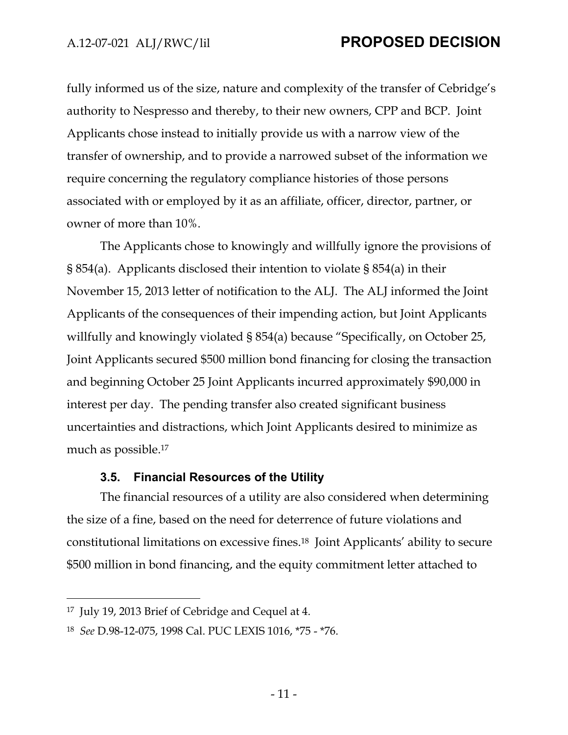fully informed us of the size, nature and complexity of the transfer of Cebridge's authority to Nespresso and thereby, to their new owners, CPP and BCP. Joint Applicants chose instead to initially provide us with a narrow view of the transfer of ownership, and to provide a narrowed subset of the information we require concerning the regulatory compliance histories of those persons associated with or employed by it as an affiliate, officer, director, partner, or owner of more than 10%.

The Applicants chose to knowingly and willfully ignore the provisions of § 854(a). Applicants disclosed their intention to violate § 854(a) in their November 15, 2013 letter of notification to the ALJ. The ALJ informed the Joint Applicants of the consequences of their impending action, but Joint Applicants willfully and knowingly violated § 854(a) because "Specifically, on October 25, Joint Applicants secured $500 million bond financing for closing the transaction and beginning October 25 Joint Applicants incurred approximately $90,000 in interest per day. The pending transfer also created significant business uncertainties and distractions, which Joint Applicants desired to minimize as much as possible.[17]

### 3.5. Financial Resources of the Utility

The financial resources of a utility are also considered when determining the size of a fine, based on the need for deterrence of future violations and constitutional limitations on excessive fines.[18] Joint Applicants' ability to secure $500 million in bond financing, and the equity commitment letter attached to

---

[17] July 19, 2013 Brief of Cebridge and Cequel at 4.

[18] *See* D.98-12-075, 1998 Cal. PUC LEXIS 1016, *75 - *76.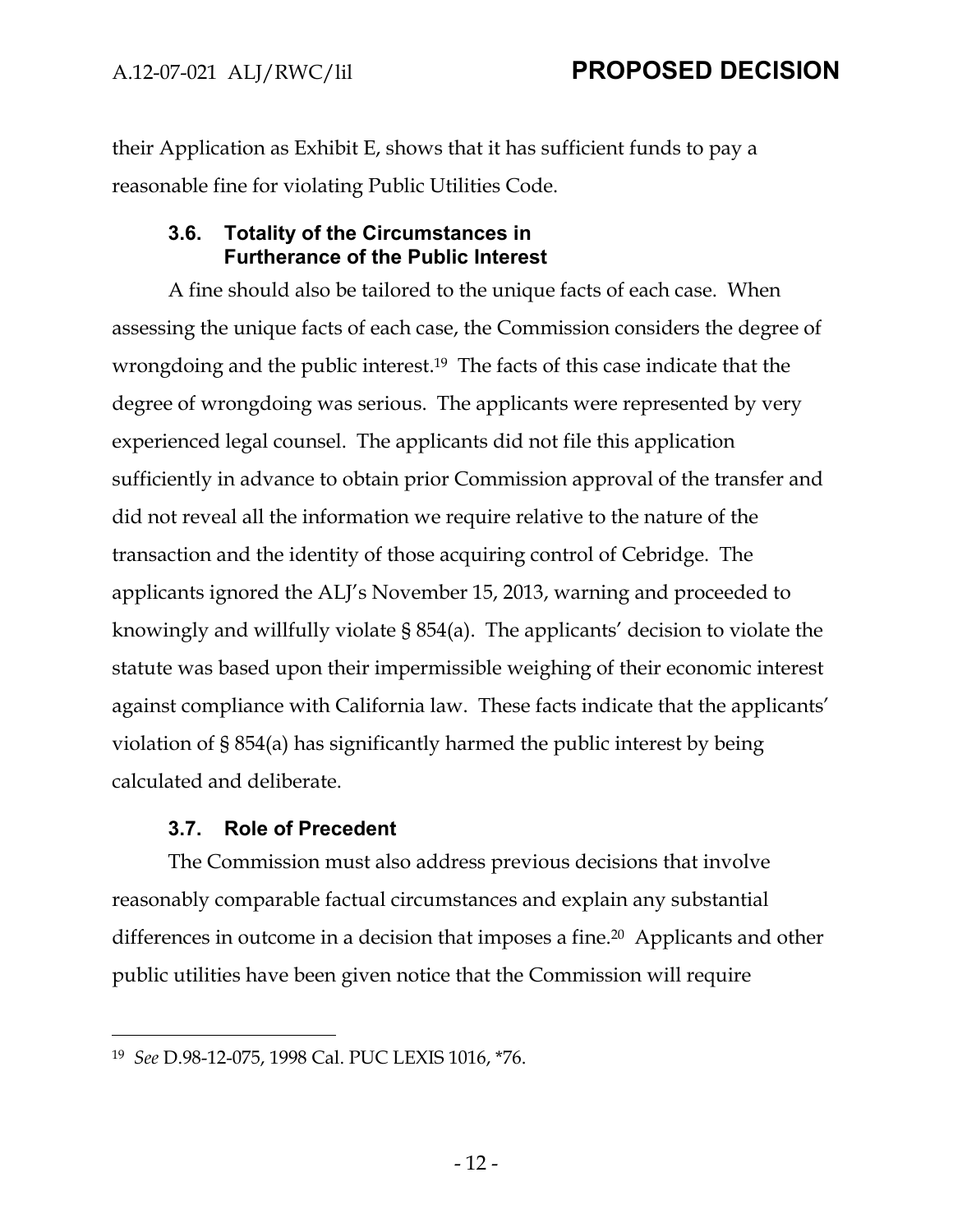their Application as Exhibit E, shows that it has sufficient funds to pay a reasonable fine for violating Public Utilities Code.

### 3.6. Totality of the Circumstances in Furtherance of the Public Interest

A fine should also be tailored to the unique facts of each case. When assessing the unique facts of each case, the Commission considers the degree of wrongdoing and the public interest.[19] The facts of this case indicate that the degree of wrongdoing was serious. The applicants were represented by very experienced legal counsel. The applicants did not file this application sufficiently in advance to obtain prior Commission approval of the transfer and did not reveal all the information we require relative to the nature of the transaction and the identity of those acquiring control of Cebridge. The applicants ignored the ALJ's November 15, 2013, warning and proceeded to knowingly and willfully violate § 854(a). The applicants' decision to violate the statute was based upon their impermissible weighing of their economic interest against compliance with California law. These facts indicate that the applicants' violation of § 854(a) has significantly harmed the public interest by being calculated and deliberate.

### 3.7. Role of Precedent

The Commission must also address previous decisions that involve reasonably comparable factual circumstances and explain any substantial differences in outcome in a decision that imposes a fine.[20] Applicants and other public utilities have been given notice that the Commission will require

---

[19] *See* D.98-12-075, 1998 Cal. PUC LEXIS 1016, *76.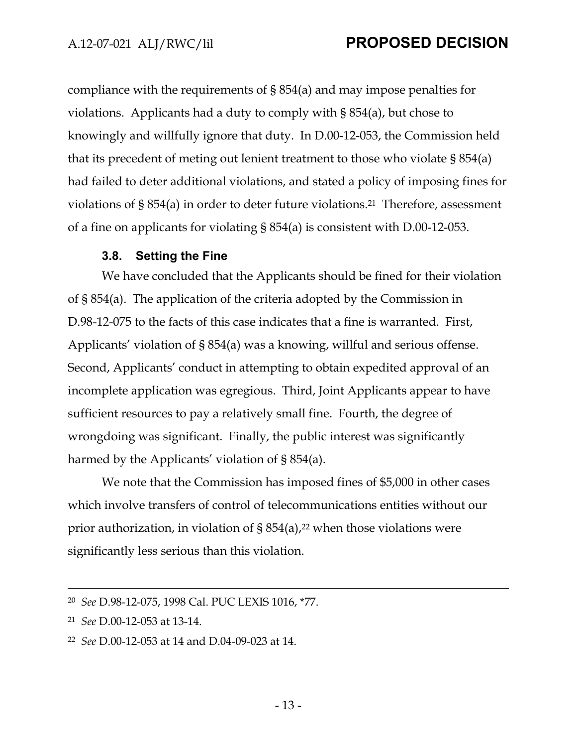compliance with the requirements of § 854(a) and may impose penalties for violations. Applicants had a duty to comply with § 854(a), but chose to knowingly and willfully ignore that duty. In D.00-12-053, the Commission held that its precedent of meting out lenient treatment to those who violate § 854(a) had failed to deter additional violations, and stated a policy of imposing fines for violations of § 854(a) in order to deter future violations.[21] Therefore, assessment of a fine on applicants for violating § 854(a) is consistent with D.00-12-053.

### 3.8. Setting the Fine

We have concluded that the Applicants should be fined for their violation of § 854(a). The application of the criteria adopted by the Commission in D.98-12-075 to the facts of this case indicates that a fine is warranted. First, Applicants' violation of § 854(a) was a knowing, willful and serious offense. Second, Applicants' conduct in attempting to obtain expedited approval of an incomplete application was egregious. Third, Joint Applicants appear to have sufficient resources to pay a relatively small fine. Fourth, the degree of wrongdoing was significant. Finally, the public interest was significantly harmed by the Applicants' violation of § 854(a).

We note that the Commission has imposed fines of $5,000 in other cases which involve transfers of control of telecommunications entities without our prior authorization, in violation of § 854(a),[22] when those violations were significantly less serious than this violation.

---

[20] *See* D.98-12-075, 1998 Cal. PUC LEXIS 1016, *77.

[21] *See* D.00-12-053 at 13-14.

[22] *See* D.00-12-053 at 14 and D.04-09-023 at 14.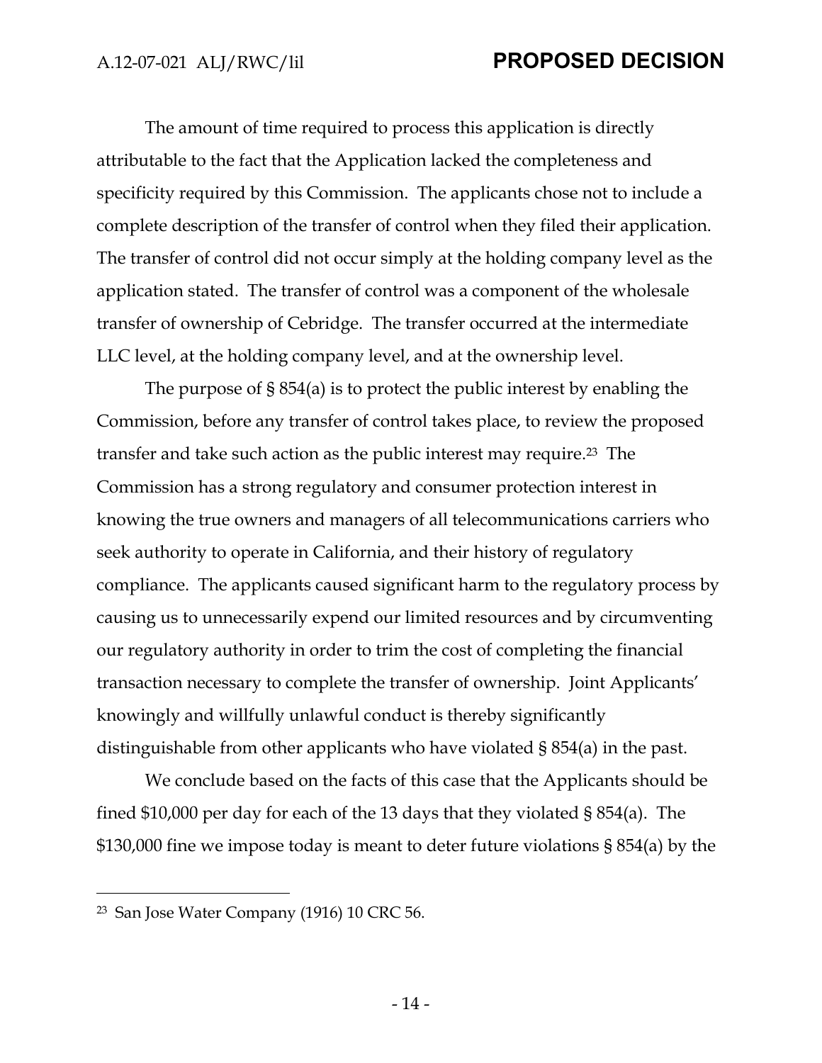The amount of time required to process this application is directly attributable to the fact that the Application lacked the completeness and specificity required by this Commission. The applicants chose not to include a complete description of the transfer of control when they filed their application. The transfer of control did not occur simply at the holding company level as the application stated. The transfer of control was a component of the wholesale transfer of ownership of Cebridge. The transfer occurred at the intermediate LLC level, at the holding company level, and at the ownership level.

The purpose of § 854(a) is to protect the public interest by enabling the Commission, before any transfer of control takes place, to review the proposed transfer and take such action as the public interest may require.[23] The Commission has a strong regulatory and consumer protection interest in knowing the true owners and managers of all telecommunications carriers who seek authority to operate in California, and their history of regulatory compliance. The applicants caused significant harm to the regulatory process by causing us to unnecessarily expend our limited resources and by circumventing our regulatory authority in order to trim the cost of completing the financial transaction necessary to complete the transfer of ownership. Joint Applicants' knowingly and willfully unlawful conduct is thereby significantly distinguishable from other applicants who have violated § 854(a) in the past.

We conclude based on the facts of this case that the Applicants should be fined \$10,000 per day for each of the 13 days that they violated § 854(a). The \$130,000 fine we impose today is meant to deter future violations § 854(a) by the

---

[23] San Jose Water Company (1916) 10 CRC 56.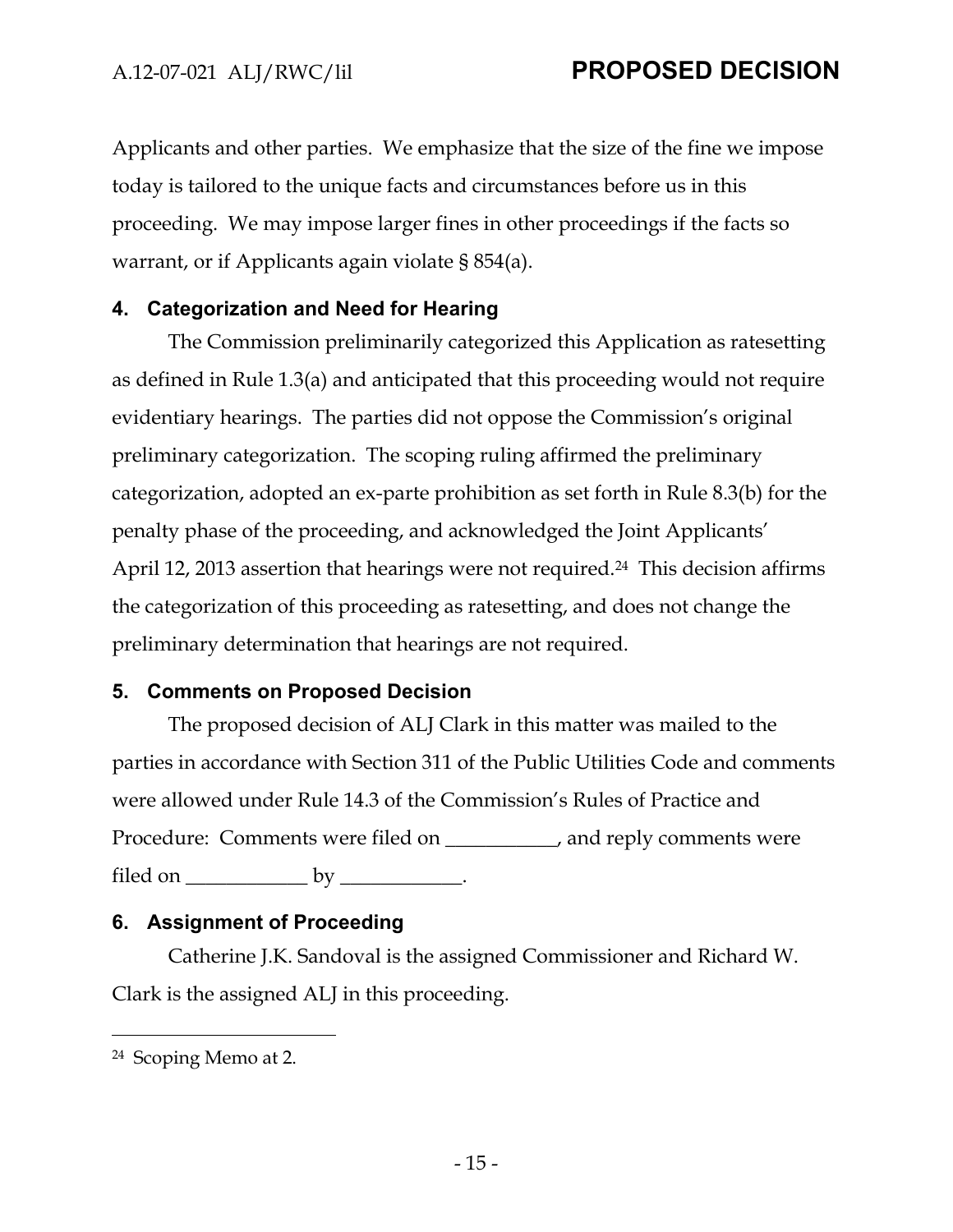Applicants and other parties. We emphasize that the size of the fine we impose today is tailored to the unique facts and circumstances before us in this proceeding. We may impose larger fines in other proceedings if the facts so warrant, or if Applicants again violate § 854(a).

## 4. Categorization and Need for Hearing

The Commission preliminarily categorized this Application as ratesetting as defined in Rule 1.3(a) and anticipated that this proceeding would not require evidentiary hearings. The parties did not oppose the Commission's original preliminary categorization. The scoping ruling affirmed the preliminary categorization, adopted an ex-parte prohibition as set forth in Rule 8.3(b) for the penalty phase of the proceeding, and acknowledged the Joint Applicants' April 12, 2013 assertion that hearings were not required.[24] This decision affirms the categorization of this proceeding as ratesetting, and does not change the preliminary determination that hearings are not required.

## 5. Comments on Proposed Decision

The proposed decision of ALJ Clark in this matter was mailed to the parties in accordance with Section 311 of the Public Utilities Code and comments were allowed under Rule 14.3 of the Commission's Rules of Practice and Procedure: Comments were filed on ___________, and reply comments were filed on ____________ by ____________.

## 6. Assignment of Proceeding

Catherine J.K. Sandoval is the assigned Commissioner and Richard W. Clark is the assigned ALJ in this proceeding.

---

[24] Scoping Memo at 2.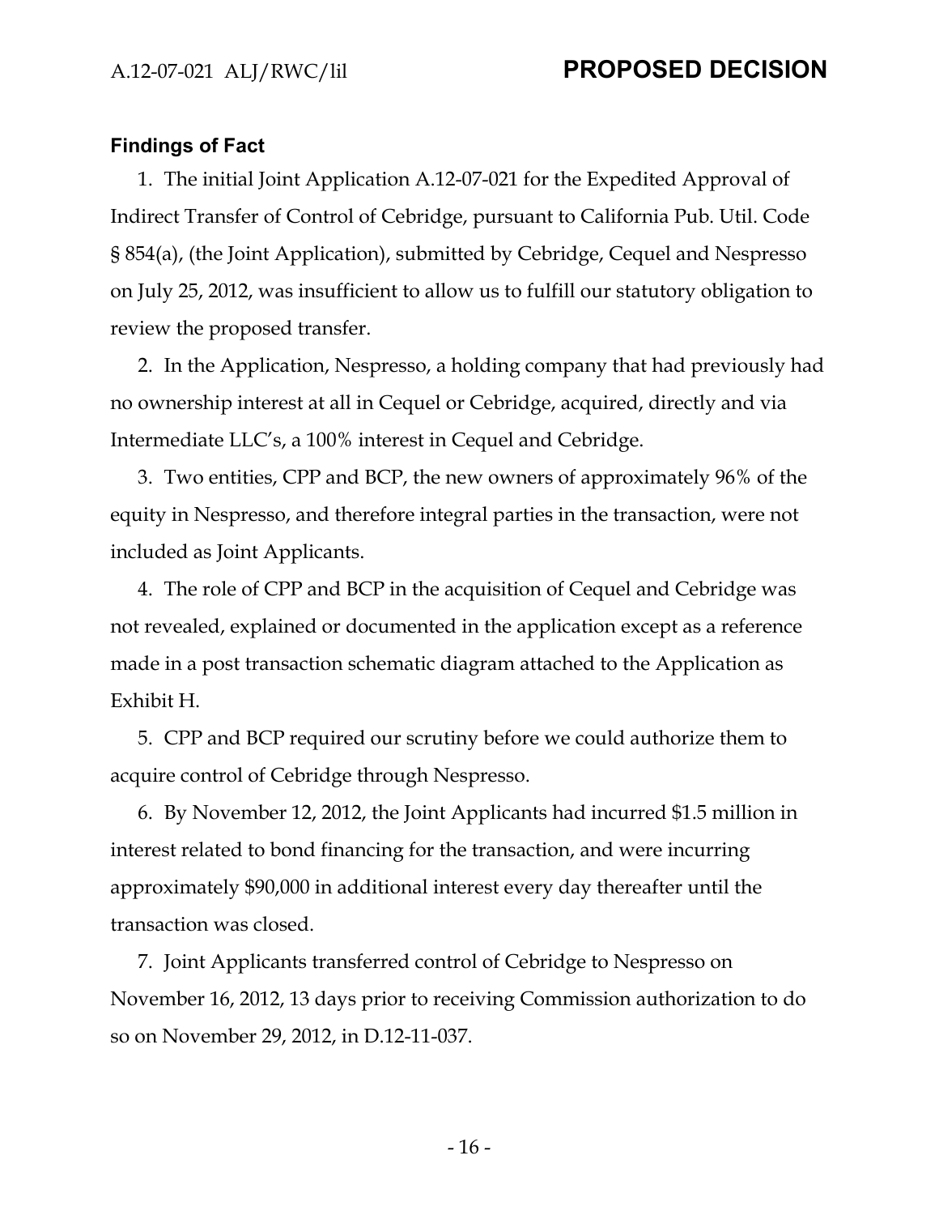## Findings of Fact

1. The initial Joint Application A.12-07-021 for the Expedited Approval of Indirect Transfer of Control of Cebridge, pursuant to California Pub. Util. Code § 854(a), (the Joint Application), submitted by Cebridge, Cequel and Nespresso on July 25, 2012, was insufficient to allow us to fulfill our statutory obligation to review the proposed transfer.

2. In the Application, Nespresso, a holding company that had previously had no ownership interest at all in Cequel or Cebridge, acquired, directly and via Intermediate LLC's, a 100% interest in Cequel and Cebridge.

3. Two entities, CPP and BCP, the new owners of approximately 96% of the equity in Nespresso, and therefore integral parties in the transaction, were not included as Joint Applicants.

4. The role of CPP and BCP in the acquisition of Cequel and Cebridge was not revealed, explained or documented in the application except as a reference made in a post transaction schematic diagram attached to the Application as Exhibit H.

5. CPP and BCP required our scrutiny before we could authorize them to acquire control of Cebridge through Nespresso.

6. By November 12, 2012, the Joint Applicants had incurred $1.5 million in interest related to bond financing for the transaction, and were incurring approximately $90,000 in additional interest every day thereafter until the transaction was closed.

7. Joint Applicants transferred control of Cebridge to Nespresso on November 16, 2012, 13 days prior to receiving Commission authorization to do so on November 29, 2012, in D.12-11-037.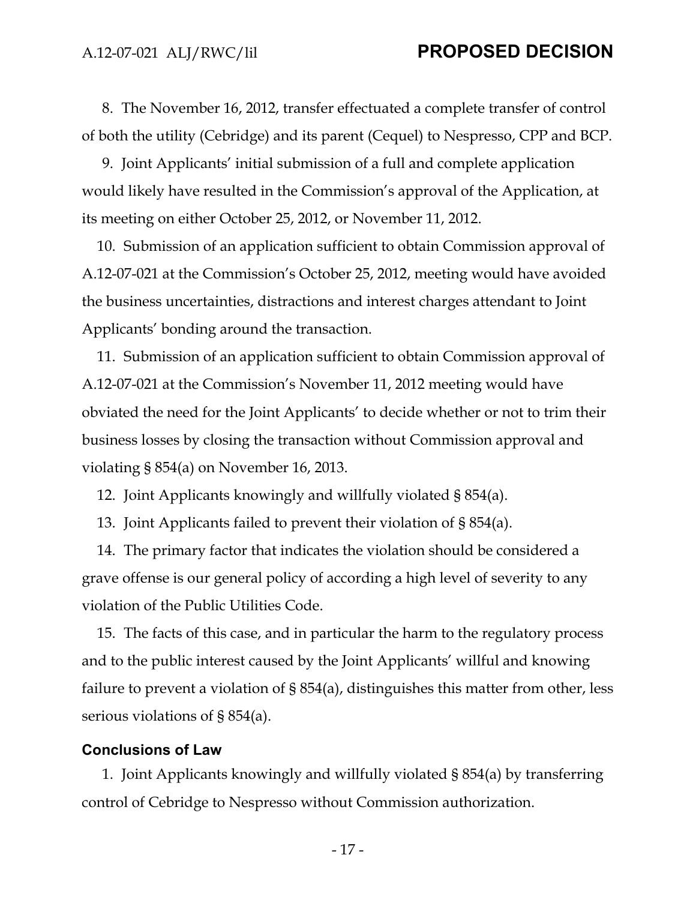8. The November 16, 2012, transfer effectuated a complete transfer of control of both the utility (Cebridge) and its parent (Cequel) to Nespresso, CPP and BCP.

9. Joint Applicants' initial submission of a full and complete application would likely have resulted in the Commission's approval of the Application, at its meeting on either October 25, 2012, or November 11, 2012.

10. Submission of an application sufficient to obtain Commission approval of A.12-07-021 at the Commission's October 25, 2012, meeting would have avoided the business uncertainties, distractions and interest charges attendant to Joint Applicants' bonding around the transaction.

11. Submission of an application sufficient to obtain Commission approval of A.12-07-021 at the Commission's November 11, 2012 meeting would have obviated the need for the Joint Applicants' to decide whether or not to trim their business losses by closing the transaction without Commission approval and violating § 854(a) on November 16, 2013.

12. Joint Applicants knowingly and willfully violated § 854(a).

13. Joint Applicants failed to prevent their violation of § 854(a).

14. The primary factor that indicates the violation should be considered a grave offense is our general policy of according a high level of severity to any violation of the Public Utilities Code.

15. The facts of this case, and in particular the harm to the regulatory process and to the public interest caused by the Joint Applicants' willful and knowing failure to prevent a violation of § 854(a), distinguishes this matter from other, less serious violations of § 854(a).

## Conclusions of Law

1. Joint Applicants knowingly and willfully violated § 854(a) by transferring control of Cebridge to Nespresso without Commission authorization.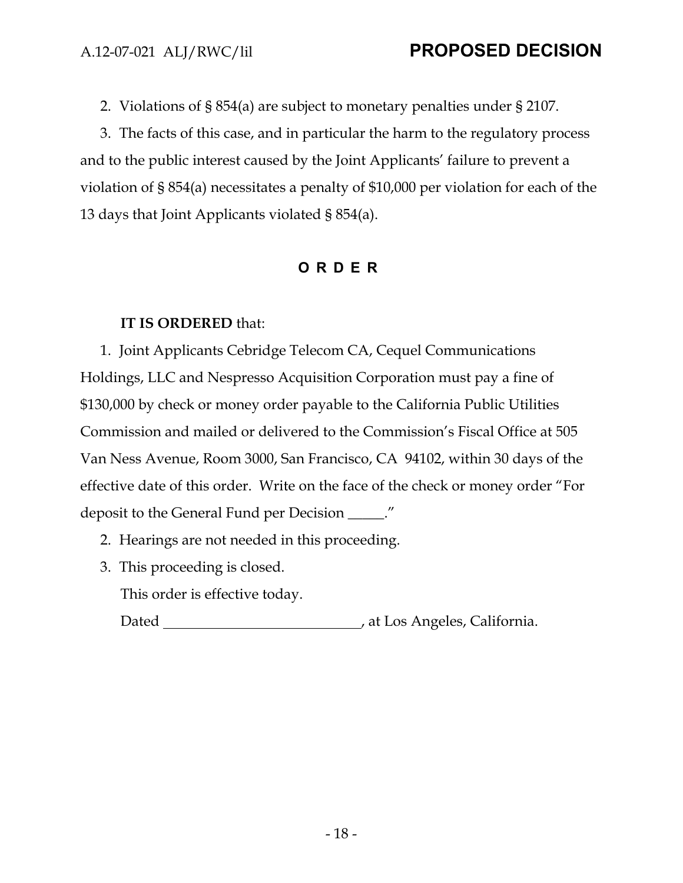2. Violations of § 854(a) are subject to monetary penalties under § 2107.

3. The facts of this case, and in particular the harm to the regulatory process and to the public interest caused by the Joint Applicants' failure to prevent a violation of § 854(a) necessitates a penalty of $10,000 per violation for each of the 13 days that Joint Applicants violated § 854(a).

## O R D E R

**IT IS ORDERED** that:

1. Joint Applicants Cebridge Telecom CA, Cequel Communications Holdings, LLC and Nespresso Acquisition Corporation must pay a fine of $130,000 by check or money order payable to the California Public Utilities Commission and mailed or delivered to the Commission's Fiscal Office at 505 Van Ness Avenue, Room 3000, San Francisco, CA 94102, within 30 days of the effective date of this order. Write on the face of the check or money order "For deposit to the General Fund per Decision _____."
2. Hearings are not needed in this proceeding.
3. This proceeding is closed.

This order is effective today.

Dated ____________________________, at Los Angeles, California.